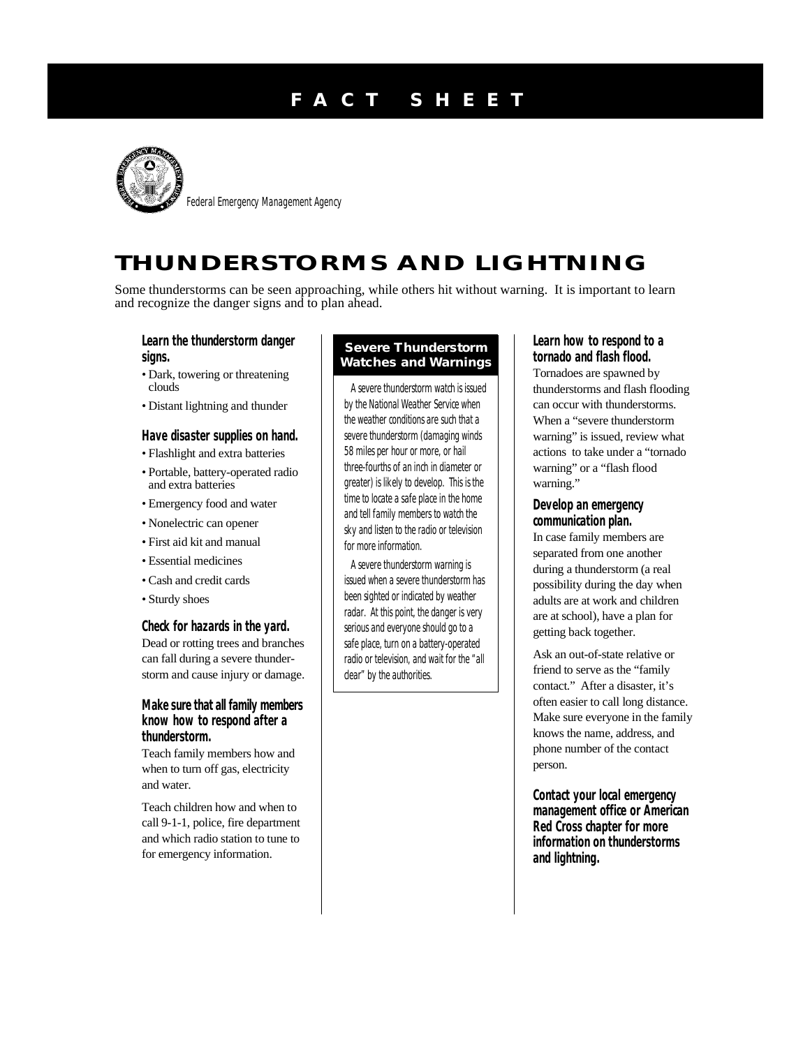# FACT SHEET

Federal Emergency Management Agency

## THUNDERSTORMS AND LIGHTNING

Some thunderstorms can be seen approaching, while others hit without warning. It is important to learn and recognize the danger signs and to plan ahead.

### Learn the thunderstorm danger signs.

- Dark, towering or threatening clouds
- Distant lightning and thunder

### Have disaster supplies on hand.

- Flashlight and extra batteries
- Portable, battery-operated radio and extra batteries
- Emergency food and water
- Nonelectric can opener
- First aid kit and manual
- Essential medicines
- Cash and credit cards
- Sturdy shoes

### Check for hazards in the yard.

Dead or rotting trees and branches can fall during a severe thunderstorm and cause injury or damage.

### Make sure that all family members know how to respond after a thunderstorm.

Teach family members how and when to turn off gas, electricity and water.

Teach children how and when to call 9-1-1, police, fire department and which radio station to tune to for emergency information.

### Severe Thunderstorm Watches and Warnings

A severe thunderstorm watch is issued by the National Weather Service when the weather conditions are such that a severe thunderstorm (damaging winds 58 miles per hour or more, or hail three-fourths of an inch in diameter or greater) is likely to develop. This is the time to locate a safe place in the home and tell family members to watch the sky and listen to the radio or television for more information.

A severe thunderstorm warning is issued when a severe thunderstorm has been sighted or indicated by weather radar. At this point, the danger is very serious and everyone should go to a safe place, turn on a battery-operated radio or television, and wait for the "all clear" by the authorities.

### Learn how to respond to a tornado and flash flood.

Tornadoes are spawned by thunderstorms and flash flooding can occur with thunderstorms. When a "severe thunderstorm warning" is issued, review what actions to take under a "tornado warning" or a "flash flood warning."

### Develop an emergency communication plan.

In case family members are separated from one another during a thunderstorm (a real possibility during the day when adults are at work and children are at school), have a plan for getting back together.

Ask an out-of-state relative or friend to serve as the "family contact." After a disaster, it's often easier to call long distance. Make sure everyone in the family knows the name, address, and phone number of the contact person.

**Contact your local emergency management office or American Red Cross chapter for more information on thunderstorms and lightning.**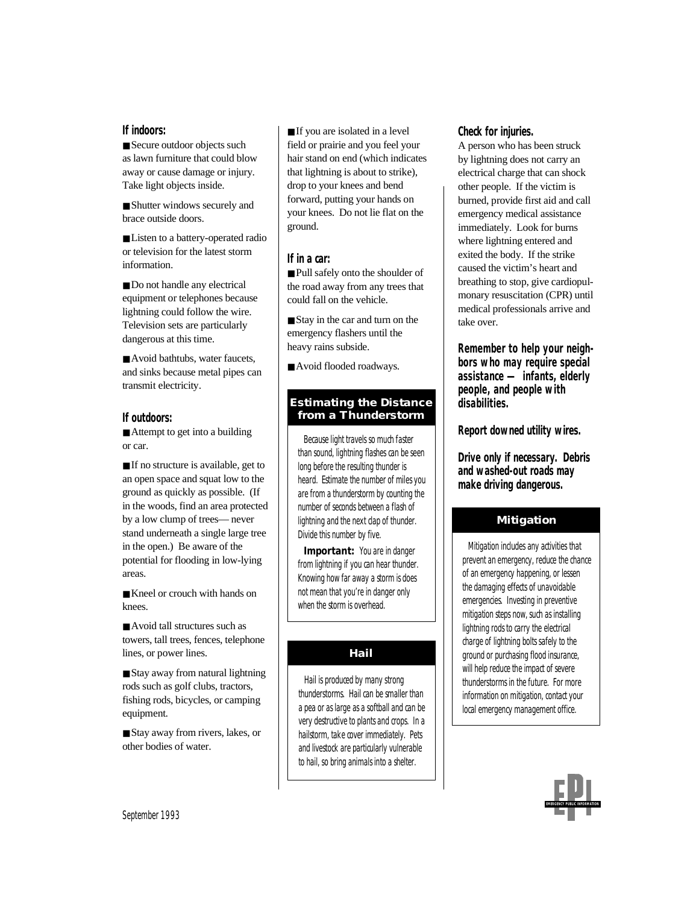### If indoors:

- Secure outdoor objects such as lawn furniture that could blow away or cause damage or injury. Take light objects inside.
- Shutter windows securely and brace outside doors.
- Listen to a battery-operated radio or television for the latest storm information.
- Do not handle any electrical equipment or telephones because lightning could follow the wire. Television sets are particularly dangerous at this time.
- Avoid bathtubs, water faucets, and sinks because metal pipes can transmit electricity.

### If outdoors:

- Attempt to get into a building or car.
- If no structure is available, get to an open space and squat low to the ground as quickly as possible. (If in the woods, find an area protected by a low clump of trees— never stand underneath a single large tree in the open.) Be aware of the potential for flooding in low-lying areas.
- Kneel or crouch with hands on knees.
- Avoid tall structures such as towers, tall trees, fences, telephone lines, or power lines.
- Stay away from natural lightning rods such as golf clubs, tractors, fishing rods, bicycles, or camping equipment.
- Stay away from rivers, lakes, or other bodies of water.
- If you are isolated in a level field or prairie and you feel your hair stand on end (which indicates that lightning is about to strike), drop to your knees and bend forward, putting your hands on your knees. Do not lie flat on the ground.

### If in a car:

- Pull safely onto the shoulder of the road away from any trees that could fall on the vehicle.
- Stay in the car and turn on the emergency flashers until the heavy rains subside.
- Avoid flooded roadways.

## Estimating the Distance from a Thunderstorm

Because light travels so much faster than sound, lightning flashes can be seen long before the resulting thunder is heard. Estimate the number of miles you are from a thunderstorm by counting the number of seconds between a flash of lightning and the next clap of thunder. Divide this number by five.

**Important:** You are in danger from lightning if you can hear thunder. Knowing how far away a storm is does not mean that you're in danger only when the storm is overhead.

## Hail

Hail is produced by many strong thunderstorms. Hail can be smaller than a pea or as large as a softball and can be very destructive to plants and crops. In a hailstorm, take cover immediately. Pets and livestock are particularly vulnerable to hail, so bring animals into a shelter.

### Check for injuries.

A person who has been struck by lightning does not carry an electrical charge that can shock other people. If the victim is burned, provide first aid and call emergency medical assistance immediately. Look for burns where lightning entered and exited the body. If the strike caused the victim's heart and breathing to stop, give cardiopulmonary resuscitation (CPR) until medical professionals arrive and take over.

***Remember to help your neighbors who may require special assistance — infants, elderly people, and people with disabilities.***

**Report downed utility wires.**

**Drive only if necessary. Debris and washed-out roads may make driving dangerous.**

## Mitigation

Mitigation includes any activities that prevent an emergency, reduce the chance of an emergency happening, or lessen the damaging effects of unavoidable emergencies. Investing in preventive mitigation steps now, such as installing lightning rods to carry the electrical charge of lightning bolts safely to the ground or purchasing flood insurance, will help reduce the impact of severe thunderstorms in the future. For more information on mitigation, contact your local emergency management office.

*September 1993*

EPI EMERGENCY PUBLIC INFORMATION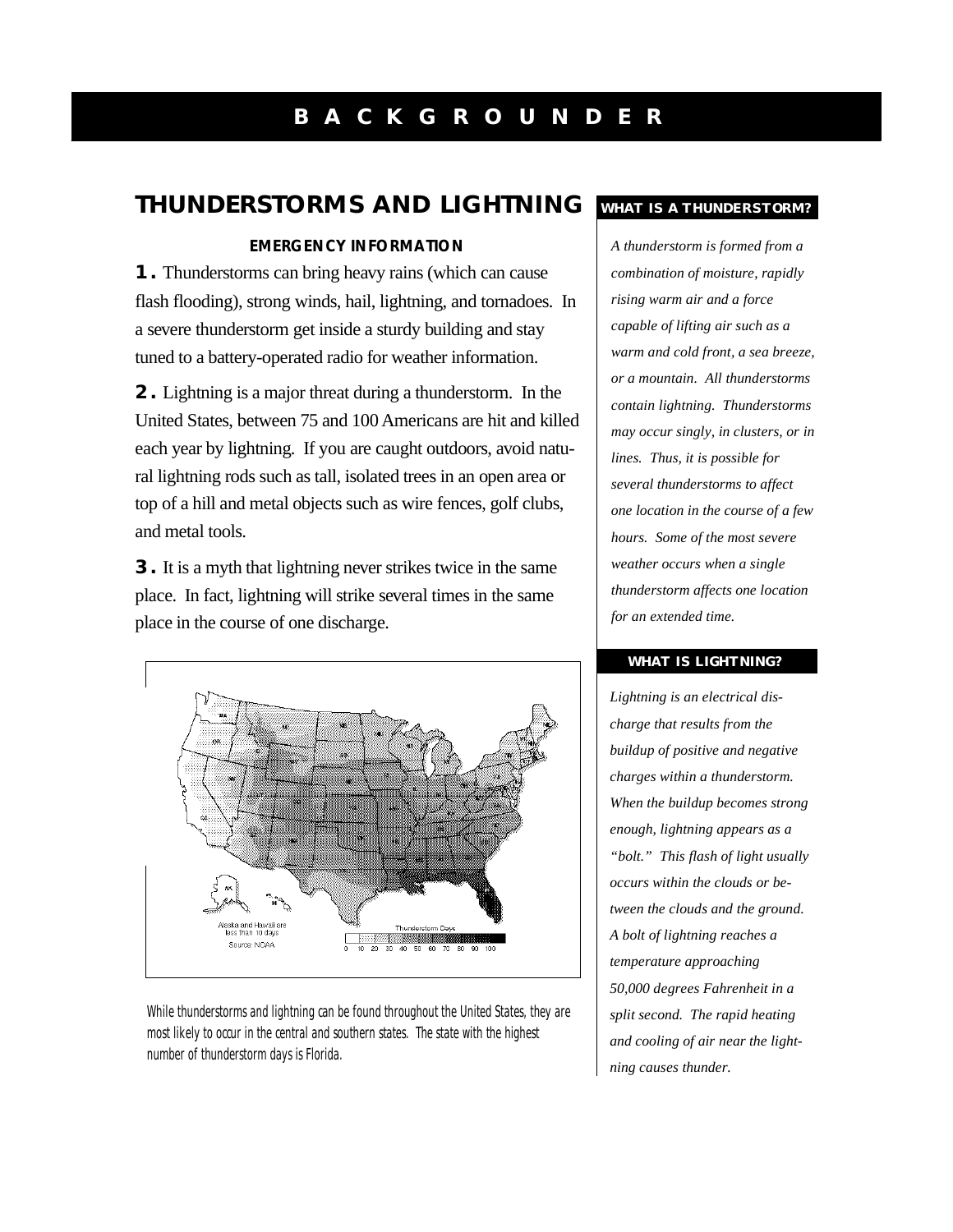# BACKGROUNDER

## THUNDERSTORMS AND LIGHTNING

### EMERGENCY INFORMATION

**1.** Thunderstorms can bring heavy rains (which can cause flash flooding), strong winds, hail, lightning, and tornadoes. In a severe thunderstorm get inside a sturdy building and stay tuned to a battery-operated radio for weather information.

**2.** Lightning is a major threat during a thunderstorm. In the United States, between 75 and 100 Americans are hit and killed each year by lightning. If you are caught outdoors, avoid natural lightning rods such as tall, isolated trees in an open area or top of a hill and metal objects such as wire fences, golf clubs, and metal tools.

**3.** It is a myth that lightning never strikes twice in the same place. In fact, lightning will strike several times in the same place in the course of one discharge.

Alaska and Hawaii are less than 10 days

Source: NOAA

Thunderstorm Days

0 10 20 30 40 50 60 70 80 90 100

While thunderstorms and lightning can be found throughout the United States, they are most likely to occur in the central and southern states. The state with the highest number of thunderstorm days is Florida.

### WHAT IS A THUNDERSTORM?

*A thunderstorm is formed from a combination of moisture, rapidly rising warm air and a force capable of lifting air such as a warm and cold front, a sea breeze, or a mountain. All thunderstorms contain lightning. Thunderstorms may occur singly, in clusters, or in lines. Thus, it is possible for several thunderstorms to affect one location in the course of a few hours. Some of the most severe weather occurs when a single thunderstorm affects one location for an extended time.*

### WHAT IS LIGHTNING?

*Lightning is an electrical discharge that results from the buildup of positive and negative charges within a thunderstorm. When the buildup becomes strong enough, lightning appears as a "bolt." This flash of light usually occurs within the clouds or between the clouds and the ground. A bolt of lightning reaches a temperature approaching 50,000 degrees Fahrenheit in a split second. The rapid heating and cooling of air near the lightning causes thunder.*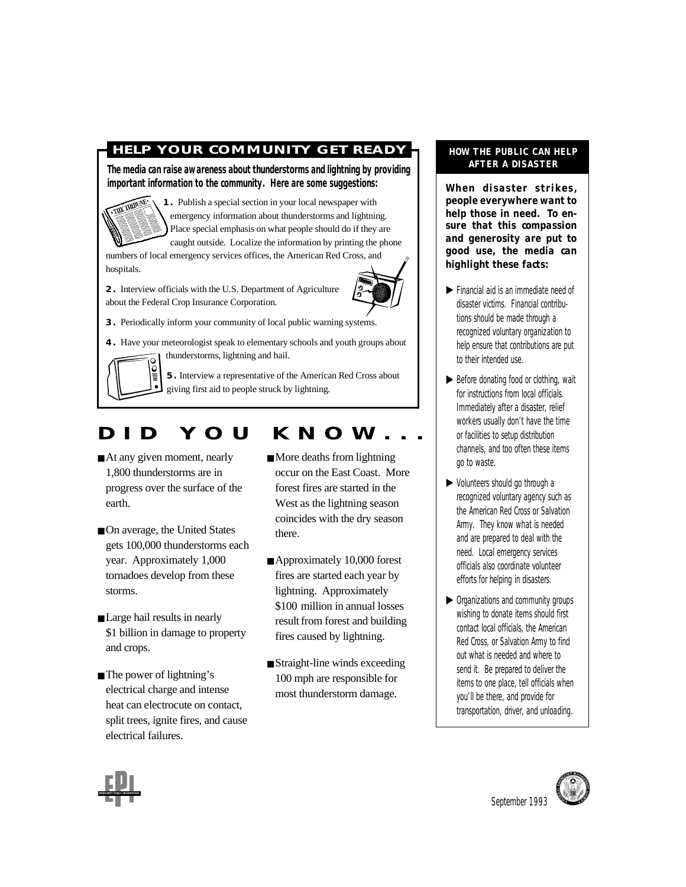## HELP YOUR COMMUNITY GET READY

**The media can raise awareness about thunderstorms and lightning by providing important information to the community. Here are some suggestions:**

**1.** Publish a special section in your local newspaper with emergency information about thunderstorms and lightning. Place special emphasis on what people should do if they are caught outside. Localize the information by printing the phone numbers of local emergency services offices, the American Red Cross, and hospitals.

**2.** Interview officials with the U.S. Department of Agriculture about the Federal Crop Insurance Corporation.

**3.** Periodically inform your community of local public warning systems.

**4.** Have your meteorologist speak to elementary schools and youth groups about thunderstorms, lightning and hail.

**5.** Interview a representative of the American Red Cross about giving first aid to people struck by lightning.

# DID YOU KNOW...

- At any given moment, nearly 1,800 thunderstorms are in progress over the surface of the earth.
- On average, the United States gets 100,000 thunderstorms each year. Approximately 1,000 tornadoes develop from these storms.
- Large hail results in nearly $1 billion in damage to property and crops.
- The power of lightning's electrical charge and intense heat can electrocute on contact, split trees, ignite fires, and cause electrical failures.
- More deaths from lightning occur on the East Coast. More forest fires are started in the West as the lightning season coincides with the dry season there.
- Approximately 10,000 forest fires are started each year by lightning. Approximately $100 million in annual losses result from forest and building fires caused by lightning.
- Straight-line winds exceeding 100 mph are responsible for most thunderstorm damage.

## HOW THE PUBLIC CAN HELP AFTER A DISASTER

***When disaster strikes, people everywhere want to help those in need. To ensure that this compassion and generosity are put to good use, the media can highlight these facts:***

- Financial aid is an immediate need of disaster victims. Financial contributions should be made through a recognized voluntary organization to help ensure that contributions are put to their intended use.
- Before donating food or clothing, wait for instructions from local officials. Immediately after a disaster, relief workers usually don't have the time or facilities to setup distribution channels, and too often these items go to waste.
- Volunteers should go through a recognized voluntary agency such as the American Red Cross or Salvation Army. They know what is needed and are prepared to deal with the need. Local emergency services officials also coordinate volunteer efforts for helping in disasters.
- Organizations and community groups wishing to donate items should first contact local officials, the American Red Cross, or Salvation Army to find out what is needed and where to send it. Be prepared to deliver the items to one place, tell officials when you'll be there, and provide for transportation, driver, and unloading.

EPI — EMERGENCY PUBLIC INFORMATION

September 1993